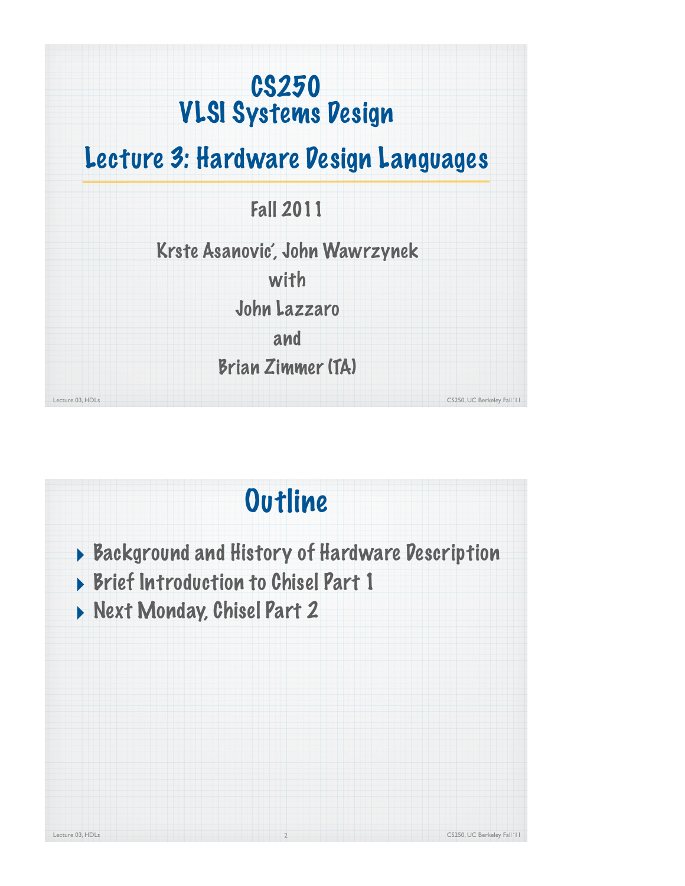# CS250
# VLSI Systems Design

## Lecture 3: Hardware Design Languages

Fall 2011

Krste Asanović, John Wawrzynek

with

John Lazzaro

and

Brian Zimmer (TA)

# Outline

- Background and History of Hardware Description
- Brief Introduction to Chisel Part 1
- Next Monday, Chisel Part 2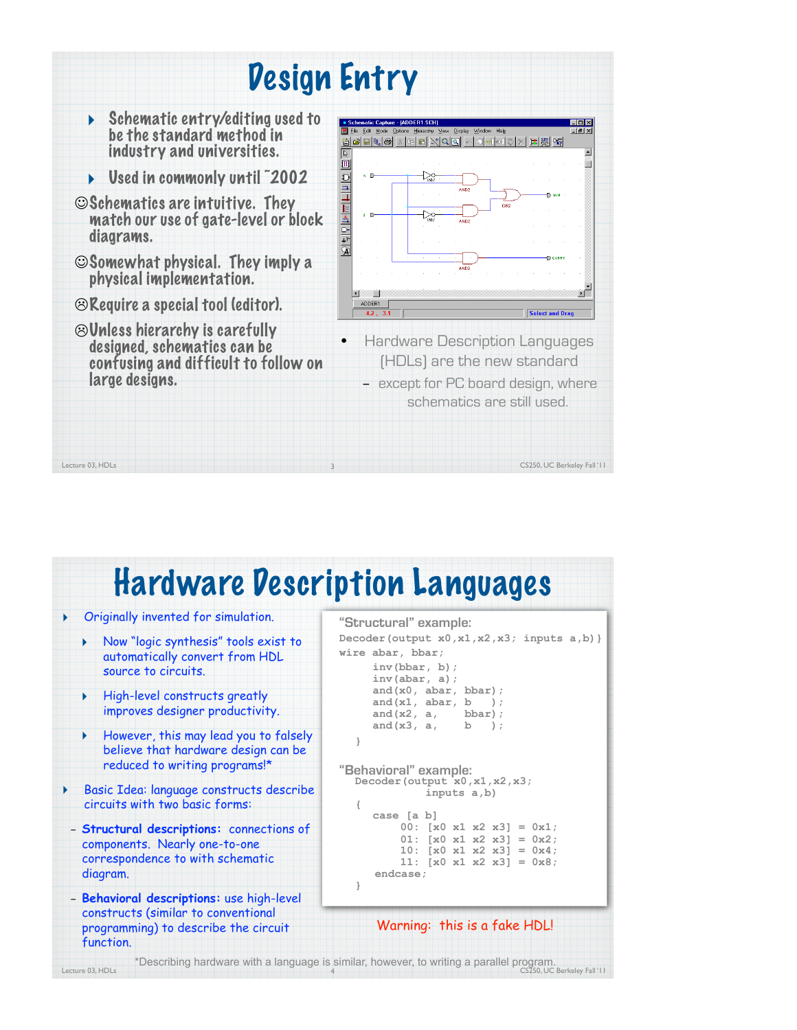# Design Entry

- Schematic entry/editing used to be the standard method in industry and universities.
- Used in commonly until ~2002

☺ Schematics are intuitive. They match our use of gate-level or block diagrams.

☺ Somewhat physical. They imply a physical implementation.

☹ Require a special tool (editor).

☹ Unless hierarchy is carefully designed, schematics can be confusing and difficult to follow on large designs.

- Hardware Description Languages (HDLs) are the new standard
  - except for PC board design, where schematics are still used.

# Hardware Description Languages

- Originally invented for simulation.
  - Now "logic synthesis" tools exist to automatically convert from HDL source to circuits.
  - High-level constructs greatly improves designer productivity.
  - However, this may lead you to falsely believe that hardware design can be reduced to writing programs!*
- Basic Idea: language constructs describe circuits with two basic forms:
  - **Structural descriptions:** connections of components. Nearly one-to-one correspondence to with schematic diagram.
  - **Behavioral descriptions:** use high-level constructs (similar to conventional programming) to describe the circuit function.

"Structural" example:

```
Decoder(output x0,x1,x2,x3; inputs a,b)}
wire abar, bbar;
      inv(bbar, b);
      inv(abar, a);
      and(x0, abar, bbar);
      and(x1, abar, b    );
      and(x2, a,    bbar);
      and(x3, a,    b    );
   }
```

"Behavioral" example:

```
   Decoder(output x0,x1,x2,x3;
                 inputs a,b)
   {
      case [a b]
         00: [x0 x1 x2 x3] = 0x1;
         01: [x0 x1 x2 x3] = 0x2;
         10: [x0 x1 x2 x3] = 0x4;
         11: [x0 x1 x2 x3] = 0x8;
      endcase;
   }
```

Warning: this is a fake HDL!

*Describing hardware with a language is similar, however, to writing a parallel program.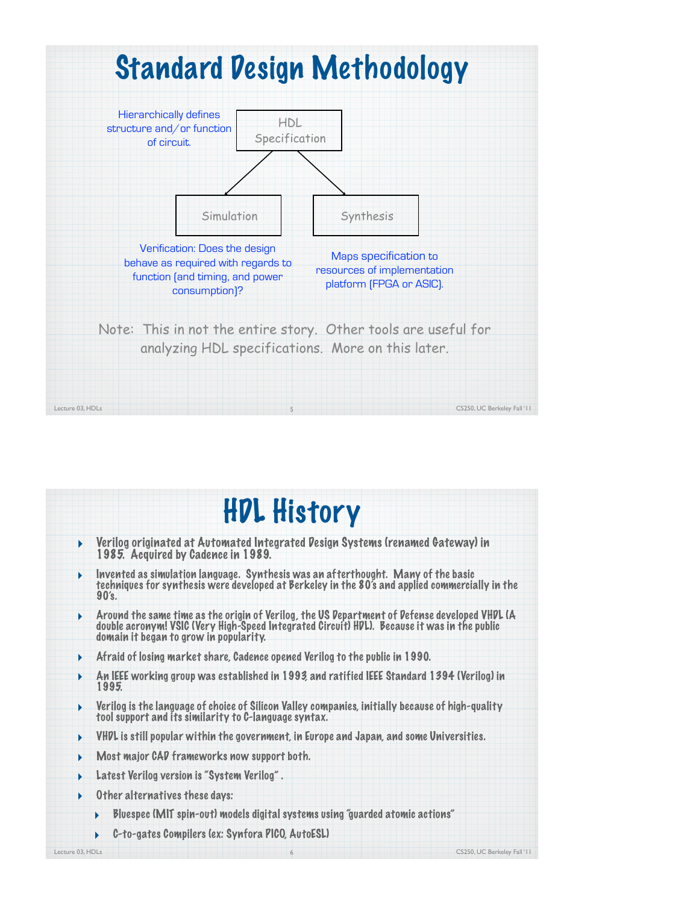# Standard Design Methodology

Hierarchically defines structure and/or function of circuit.

HDL Specification

Simulation

Verification: Does the design behave as required with regards to function (and timing, and power consumption)?

Synthesis

Maps specification to resources of implementation platform (FPGA or ASIC).

Note: This in not the entire story. Other tools are useful for analyzing HDL specifications. More on this later.

# HDL History

- Verilog originated at Automated Integrated Design Systems (renamed Gateway) in 1985. Acquired by Cadence in 1989.
- Invented as simulation language. Synthesis was an afterthought. Many of the basic techniques for synthesis were developed at Berkeley in the 80's and applied commercially in the 90's.
- Around the same time as the origin of Verilog, the US Department of Defense developed VHDL (A double acronym! VSIC (Very High-Speed Integrated Circuit) HDL). Because it was in the public domain it began to grow in popularity.
- Afraid of losing market share, Cadence opened Verilog to the public in 1990.
- An IEEE working group was established in 1993, and ratified IEEE Standard 1394 (Verilog) in 1995.
- Verilog is the language of choice of Silicon Valley companies, initially because of high-quality tool support and its similarity to C-language syntax.
- VHDL is still popular within the government, in Europe and Japan, and some Universities.
- Most major CAD frameworks now support both.
- Latest Verilog version is "System Verilog" .
- Other alternatives these days:
  - Bluespec (MIT spin-out) models digital systems using "guarded atomic actions"
  - C-to-gates Compilers (ex: Synfora PICO, AutoESL)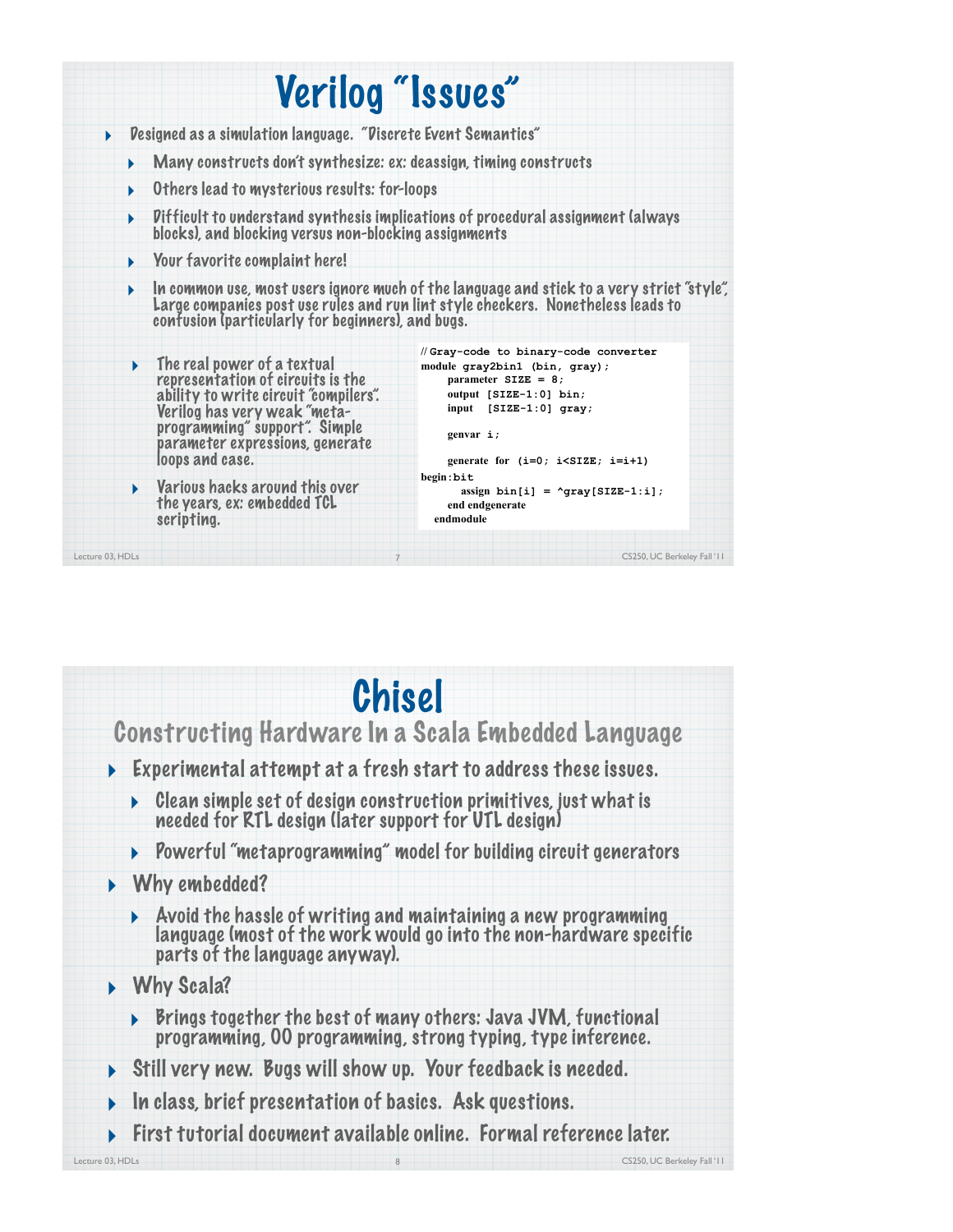# Verilog "Issues"

- Designed as a simulation language. "Discrete Event Semantics"
  - Many constructs don't synthesize: ex: deassign, timing constructs
  - Others lead to mysterious results: for-loops
  - Difficult to understand synthesis implications of procedural assignment (always blocks), and blocking versus non-blocking assignments
  - Your favorite complaint here!
  - In common use, most users ignore much of the language and stick to a very strict "style", Large companies post use rules and run lint style checkers. Nonetheless leads to confusion (particularly for beginners), and bugs.
  - The real power of a textual representation of circuits is the ability to write circuit "compilers". Verilog has very weak "meta-programming" support". Simple parameter expressions, generate loops and case.
  - Various hacks around this over the years, ex: embedded TCL scripting.

```
// Gray-code to binary-code converter
module gray2bin1 (bin, gray);
    parameter SIZE = 8;
    output [SIZE-1:0] bin;
    input  [SIZE-1:0] gray;

    genvar i;

    generate for (i=0; i<SIZE; i=i+1)
begin:bit
      assign bin[i] = ^gray[SIZE-1:i];
    end endgenerate
  endmodule
```

# Chisel

## Constructing Hardware In a Scala Embedded Language

- Experimental attempt at a fresh start to address these issues.
  - Clean simple set of design construction primitives, just what is needed for RTL design (later support for UTL design)
  - Powerful "metaprogramming" model for building circuit generators
- Why embedded?
  - Avoid the hassle of writing and maintaining a new programming language (most of the work would go into the non-hardware specific parts of the language anyway).
- Why Scala?
  - Brings together the best of many others: Java JVM, functional programming, OO programming, strong typing, type inference.
- Still very new. Bugs will show up. Your feedback is needed.
- In class, brief presentation of basics. Ask questions.
- First tutorial document available online. Formal reference later.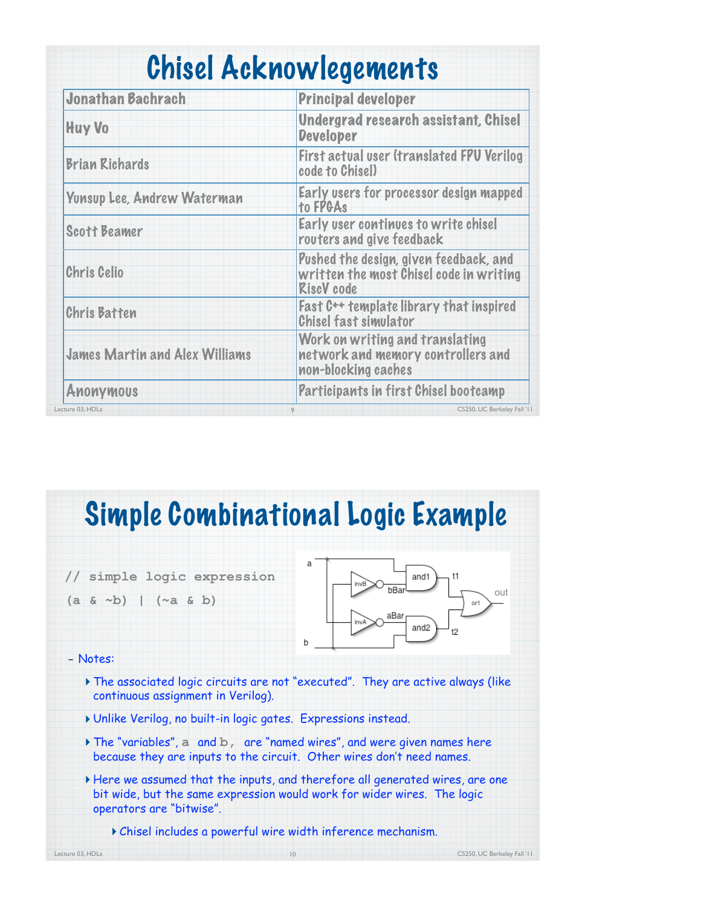# Chisel Acknowlegements

| Jonathan Bachrach | Principal developer |
| --- | --- |
| Huy Vo | Undergrad research assistant, Chisel Developer |
| Brian Richards | First actual user (translated FPU Verilog code to Chisel) |
| Yunsup Lee, Andrew Waterman | Early users for processor design mapped to FPGAs |
| Scott Beamer | Early user continues to write chisel routers and give feedback |
| Chris Celio | Pushed the design, given feedback, and written the most Chisel code in writing RiscV code |
| Chris Batten | Fast C++ template library that inspired Chisel fast simulator |
| James Martin and Alex Williams | Work on writing and translating network and memory controllers and non-blocking caches |
| Anonymous | Participants in first Chisel bootcamp |

# Simple Combinational Logic Example

```
// simple logic expression
(a & ~b) | (~a & b)
```

- Notes:
  - The associated logic circuits are not "executed". They are active always (like continuous assignment in Verilog).
  - Unlike Verilog, no built-in logic gates. Expressions instead.
  - The "variables", `a` and `b`, are "named wires", and were given names here because they are inputs to the circuit. Other wires don't need names.
  - Here we assumed that the inputs, and therefore all generated wires, are one bit wide, but the same expression would work for wider wires. The logic operators are "bitwise".
    - Chisel includes a powerful wire width inference mechanism.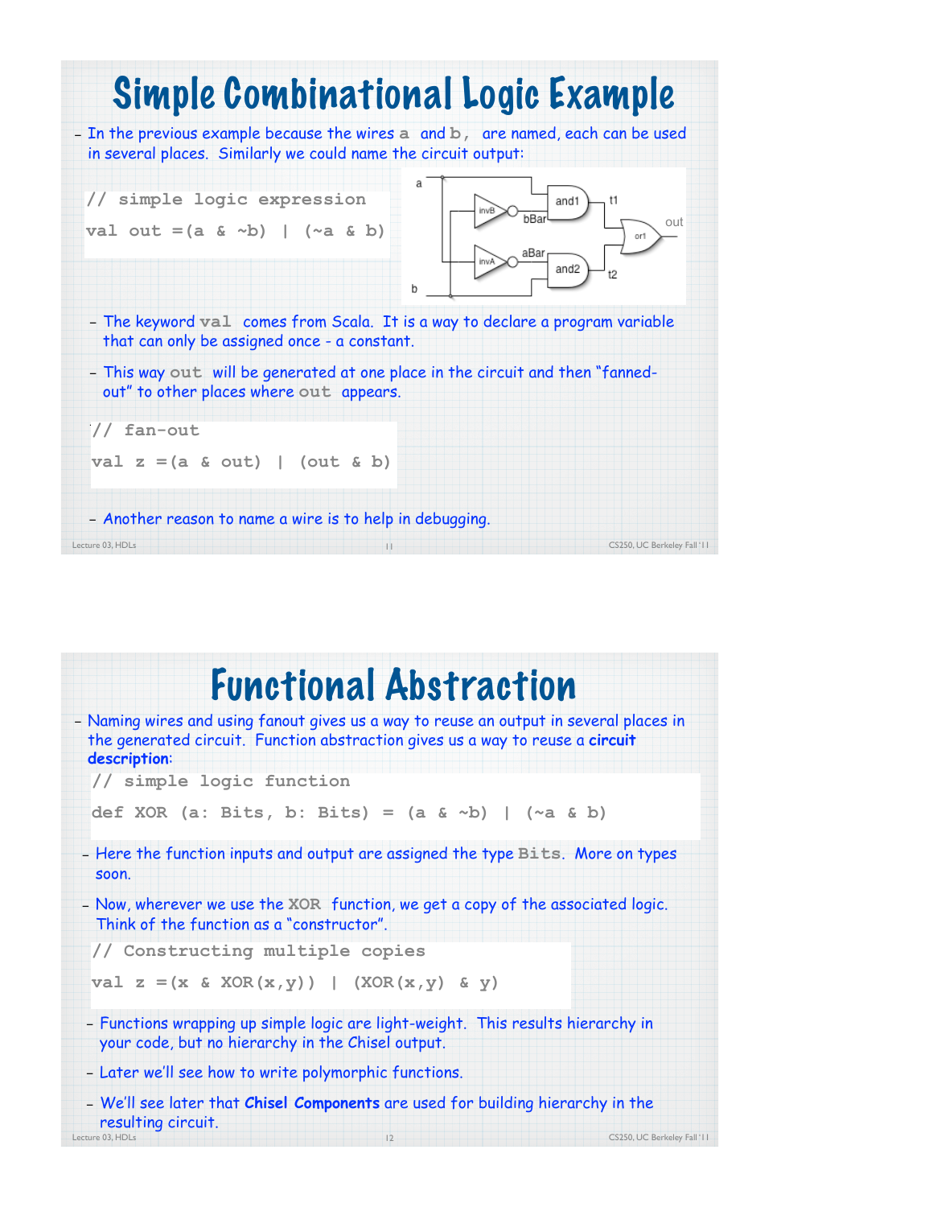# Simple Combinational Logic Example

- In the previous example because the wires a and b, are named, each can be used in several places. Similarly we could name the circuit output:

```
// simple logic expression
val out =(a & ~b) | (~a & b)
```

- The keyword val comes from Scala. It is a way to declare a program variable that can only be assigned once - a constant.
- This way out will be generated at one place in the circuit and then "fanned-out" to other places where out appears.

```
// fan-out
val z =(a & out) | (out & b)
```

- Another reason to name a wire is to help in debugging.

# Functional Abstraction

- Naming wires and using fanout gives us a way to reuse an output in several places in the generated circuit. Function abstraction gives us a way to reuse a **circuit description**:

```
// simple logic function
def XOR (a: Bits, b: Bits) = (a & ~b) | (~a & b)
```

- Here the function inputs and output are assigned the type Bits. More on types soon.
- Now, wherever we use the XOR function, we get a copy of the associated logic. Think of the function as a "constructor".

```
// Constructing multiple copies
val z =(x & XOR(x,y)) | (XOR(x,y) & y)
```

- Functions wrapping up simple logic are light-weight. This results hierarchy in your code, but no hierarchy in the Chisel output.
- Later we'll see how to write polymorphic functions.
- We'll see later that **Chisel Components** are used for building hierarchy in the resulting circuit.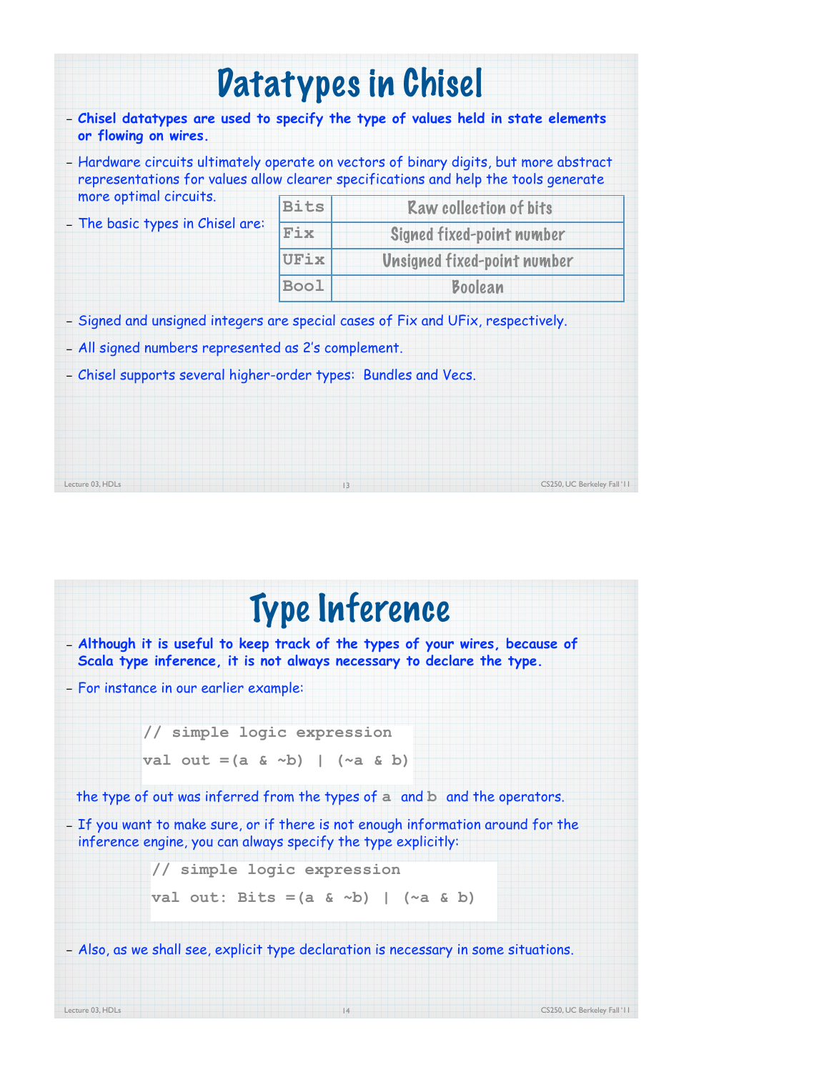# Datatypes in Chisel

- **Chisel datatypes are used to specify the type of values held in state elements or flowing on wires.**
- Hardware circuits ultimately operate on vectors of binary digits, but more abstract representations for values allow clearer specifications and help the tools generate more optimal circuits.
- The basic types in Chisel are:

| | |
|---|---|
| `Bits` | Raw collection of bits |
| `Fix` | Signed fixed-point number |
| `UFix` | Unsigned fixed-point number |
| `Bool` | Boolean |

- Signed and unsigned integers are special cases of Fix and UFix, respectively.
- All signed numbers represented as 2's complement.
- Chisel supports several higher-order types: Bundles and Vecs.

# Type Inference

- **Although it is useful to keep track of the types of your wires, because of Scala type inference, it is not always necessary to declare the type.**
- For instance in our earlier example:

```
// simple logic expression
val out =(a & ~b) | (~a & b)
```

the type of out was inferred from the types of `a` and `b` and the operators.

- If you want to make sure, or if there is not enough information around for the inference engine, you can always specify the type explicitly:

```
// simple logic expression
val out: Bits =(a & ~b) | (~a & b)
```

- Also, as we shall see, explicit type declaration is necessary in some situations.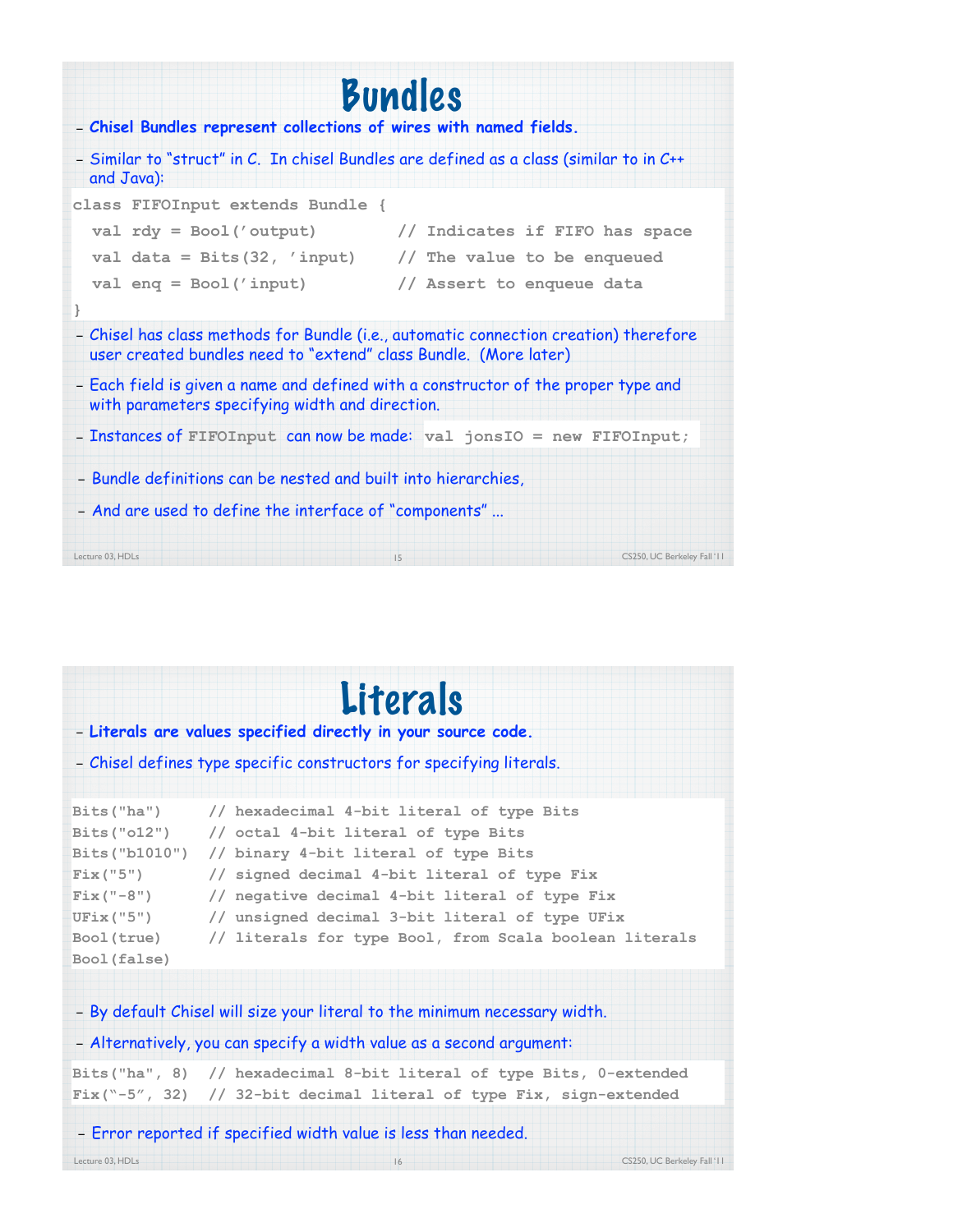# Bundles

- **Chisel Bundles represent collections of wires with named fields.**
- Similar to "struct" in C. In chisel Bundles are defined as a class (similar to in C++ and Java):

```
class FIFOInput extends Bundle {
  val rdy = Bool('output)         // Indicates if FIFO has space
  val data = Bits(32, 'input)     // The value to be enqueued
  val enq = Bool('input)          // Assert to enqueue data
}
```

- Chisel has class methods for Bundle (i.e., automatic connection creation) therefore user created bundles need to "extend" class Bundle. (More later)
- Each field is given a name and defined with a constructor of the proper type and with parameters specifying width and direction.
- Instances of `FIFOInput` can now be made: `val jonsIO = new FIFOInput;`
- Bundle definitions can be nested and built into hierarchies,
- And are used to define the interface of "components" ...

# Literals

- **Literals are values specified directly in your source code.**
- Chisel defines type specific constructors for specifying literals.

```
Bits("ha")      // hexadecimal 4-bit literal of type Bits
Bits("o12")     // octal 4-bit literal of type Bits
Bits("b1010")   // binary 4-bit literal of type Bits
Fix("5")        // signed decimal 4-bit literal of type Fix
Fix("-8")       // negative decimal 4-bit literal of type Fix
UFix("5")       // unsigned decimal 3-bit literal of type UFix
Bool(true)      // literals for type Bool, from Scala boolean literals
Bool(false)
```

- By default Chisel will size your literal to the minimum necessary width.
- Alternatively, you can specify a width value as a second argument:

```
Bits("ha", 8)   // hexadecimal 8-bit literal of type Bits, 0-extended
Fix("-5", 32)   // 32-bit decimal literal of type Fix, sign-extended
```

- Error reported if specified width value is less than needed.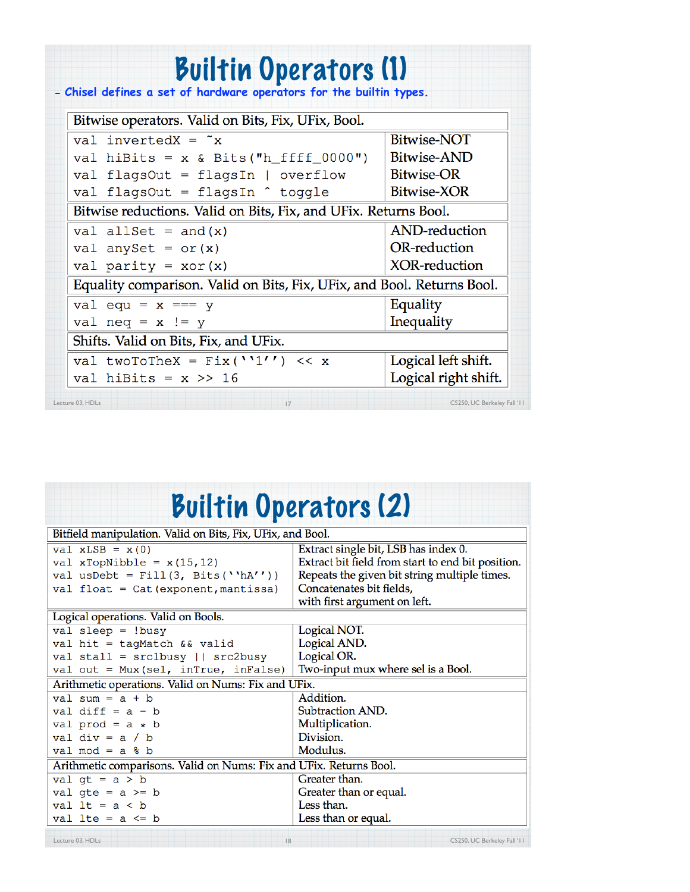# Builtin Operators (1)

- Chisel defines a set of hardware operators for the builtin types.

| Bitwise operators. Valid on Bits, Fix, UFix, Bool. | |
|---|---|
| `val invertedX = ~x` | Bitwise-NOT |
| `val hiBits = x & Bits("h_ffff_0000")` | Bitwise-AND |
| `val flagsOut = flagsIn | overflow` | Bitwise-OR |
| `val flagsOut = flagsIn ^ toggle` | Bitwise-XOR |
| **Bitwise reductions. Valid on Bits, Fix, and UFix. Returns Bool.** | |
| `val allSet = and(x)` | AND-reduction |
| `val anySet = or(x)` | OR-reduction |
| `val parity = xor(x)` | XOR-reduction |
| **Equality comparison. Valid on Bits, Fix, UFix, and Bool. Returns Bool.** | |
| `val equ = x === y` | Equality |
| `val neq = x != y` | Inequality |
| **Shifts. Valid on Bits, Fix, and UFix.** | |
| `val twoToTheX = Fix(''1'') << x` | Logical left shift. |
| `val hiBits = x >> 16` | Logical right shift. |

# Builtin Operators (2)

| Bitfield manipulation. Valid on Bits, Fix, UFix, and Bool. | |
|---|---|
| `val xLSB = x(0)` | Extract single bit, LSB has index 0. |
| `val xTopNibble = x(15,12)` | Extract bit field from start to end bit position. |
| `val usDebt = Fill(3, Bits(''hA''))` | Repeats the given bit string multiple times. |
| `val float = Cat(exponent,mantissa)` | Concatenates bit fields, with first argument on left. |
| **Logical operations. Valid on Bools.** | |
| `val sleep = !busy` | Logical NOT. |
| `val hit = tagMatch && valid` | Logical AND. |
| `val stall = src1busy || src2busy` | Logical OR. |
| `val out = Mux(sel, inTrue, inFalse)` | Two-input mux where sel is a Bool. |
| **Arithmetic operations. Valid on Nums: Fix and UFix.** | |
| `val sum = a + b` | Addition. |
| `val diff = a - b` | Subtraction AND. |
| `val prod = a * b` | Multiplication. |
| `val div = a / b` | Division. |
| `val mod = a % b` | Modulus. |
| **Arithmetic comparisons. Valid on Nums: Fix and UFix. Returns Bool.** | |
| `val gt = a > b` | Greater than. |
| `val gte = a >= b` | Greater than or equal. |
| `val lt = a < b` | Less than. |
| `val lte = a <= b` | Less than or equal. |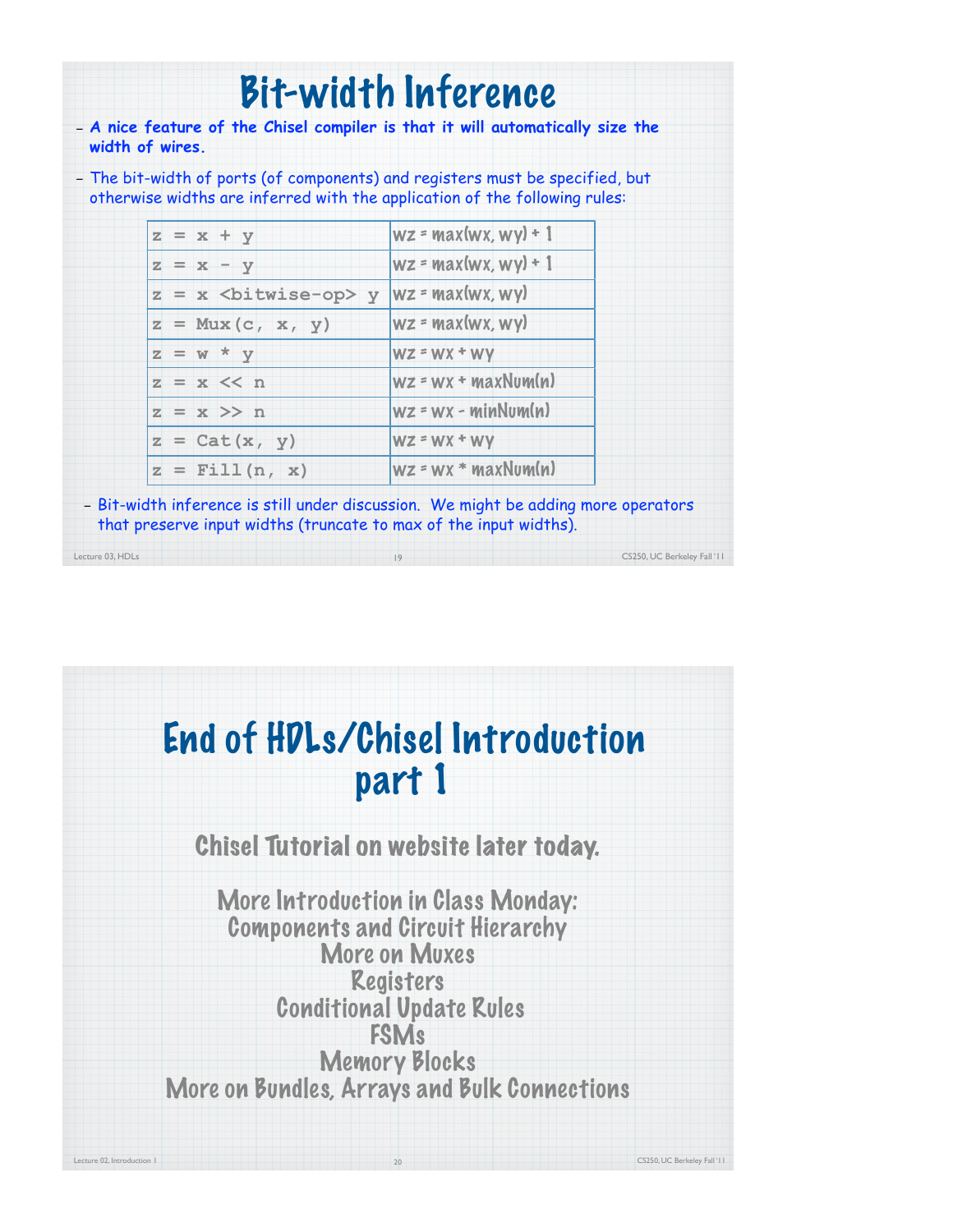# Bit-width Inference

- **A nice feature of the Chisel compiler is that it will automatically size the width of wires.**
- The bit-width of ports (of components) and registers must be specified, but otherwise widths are inferred with the application of the following rules:

| | |
|---|---|
| `z = x + y` | wz = max(wx, wy) + 1 |
| `z = x - y` | wz = max(wx, wy) + 1 |
| `z = x <bitwise-op> y` | wz = max(wx, wy) |
| `z = Mux(c, x, y)` | wz = max(wx, wy) |
| `z = w * y` | wz = wx + wy |
| `z = x << n` | wz = wx + maxNum(n) |
| `z = x >> n` | wz = wx - minNum(n) |
| `z = Cat(x, y)` | wz = wx + wy |
| `z = Fill(n, x)` | wz = wx * maxNum(n) |

- Bit-width inference is still under discussion. We might be adding more operators that preserve input widths (truncate to max of the input widths).

# End of HDLs/Chisel Introduction part 1

## Chisel Tutorial on website later today.

## More Introduction in Class Monday:

Components and Circuit Hierarchy
More on Muxes
Registers
Conditional Update Rules
FSMs
Memory Blocks
More on Bundles, Arrays and Bulk Connections